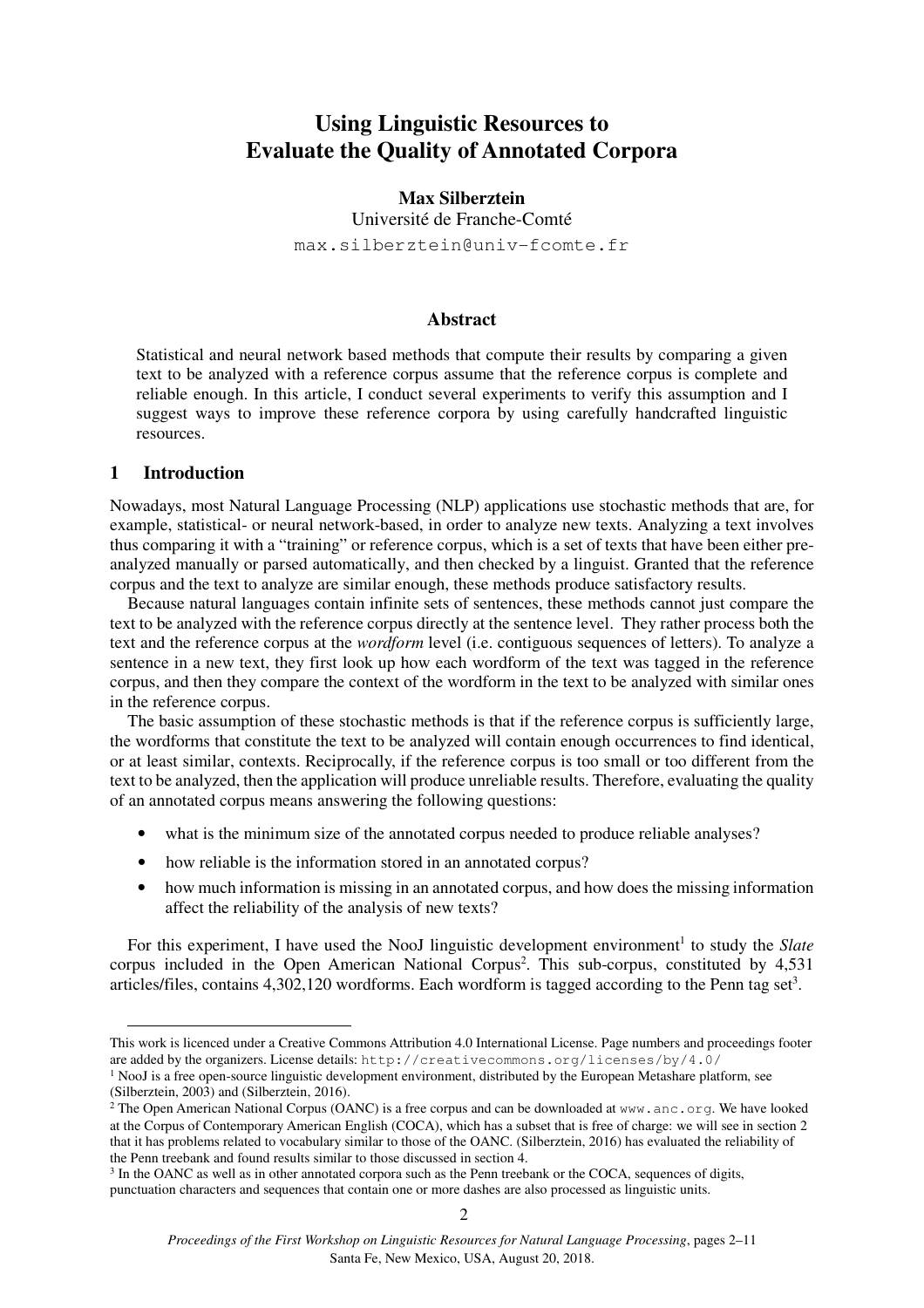# Using Linguistic Resources to Evaluate the Quality of Annotated Corpora

**Max Silberztein**
Université de Franche-Comté
max.silberztein@univ-fcomte.fr

## Abstract

Statistical and neural network based methods that compute their results by comparing a given text to be analyzed with a reference corpus assume that the reference corpus is complete and reliable enough. In this article, I conduct several experiments to verify this assumption and I suggest ways to improve these reference corpora by using carefully handcrafted linguistic resources.

## 1 Introduction

Nowadays, most Natural Language Processing (NLP) applications use stochastic methods that are, for example, statistical- or neural network-based, in order to analyze new texts. Analyzing a text involves thus comparing it with a "training" or reference corpus, which is a set of texts that have been either pre-analyzed manually or parsed automatically, and then checked by a linguist. Granted that the reference corpus and the text to analyze are similar enough, these methods produce satisfactory results.

Because natural languages contain infinite sets of sentences, these methods cannot just compare the text to be analyzed with the reference corpus directly at the sentence level. They rather process both the text and the reference corpus at the *wordform* level (i.e. contiguous sequences of letters). To analyze a sentence in a new text, they first look up how each wordform of the text was tagged in the reference corpus, and then they compare the context of the wordform in the text to be analyzed with similar ones in the reference corpus.

The basic assumption of these stochastic methods is that if the reference corpus is sufficiently large, the wordforms that constitute the text to be analyzed will contain enough occurrences to find identical, or at least similar, contexts. Reciprocally, if the reference corpus is too small or too different from the text to be analyzed, then the application will produce unreliable results. Therefore, evaluating the quality of an annotated corpus means answering the following questions:

- what is the minimum size of the annotated corpus needed to produce reliable analyses?
- how reliable is the information stored in an annotated corpus?
- how much information is missing in an annotated corpus, and how does the missing information affect the reliability of the analysis of new texts?

For this experiment, I have used the NooJ linguistic development environment[1] to study the *Slate* corpus included in the Open American National Corpus[2]. This sub-corpus, constituted by 4,531 articles/files, contains 4,302,120 wordforms. Each wordform is tagged according to the Penn tag set[3].

---

This work is licenced under a Creative Commons Attribution 4.0 International License. Page numbers and proceedings footer are added by the organizers. License details: http://creativecommons.org/licenses/by/4.0/

[1] NooJ is a free open-source linguistic development environment, distributed by the European Metashare platform, see (Silberztein, 2003) and (Silberztein, 2016).

[2] The Open American National Corpus (OANC) is a free corpus and can be downloaded at www.anc.org. We have looked at the Corpus of Contemporary American English (COCA), which has a subset that is free of charge: we will see in section 2 that it has problems related to vocabulary similar to those of the OANC. (Silberztein, 2016) has evaluated the reliability of the Penn treebank and found results similar to those discussed in section 4.

[3] In the OANC as well as in other annotated corpora such as the Penn treebank or the COCA, sequences of digits, punctuation characters and sequences that contain one or more dashes are also processed as linguistic units.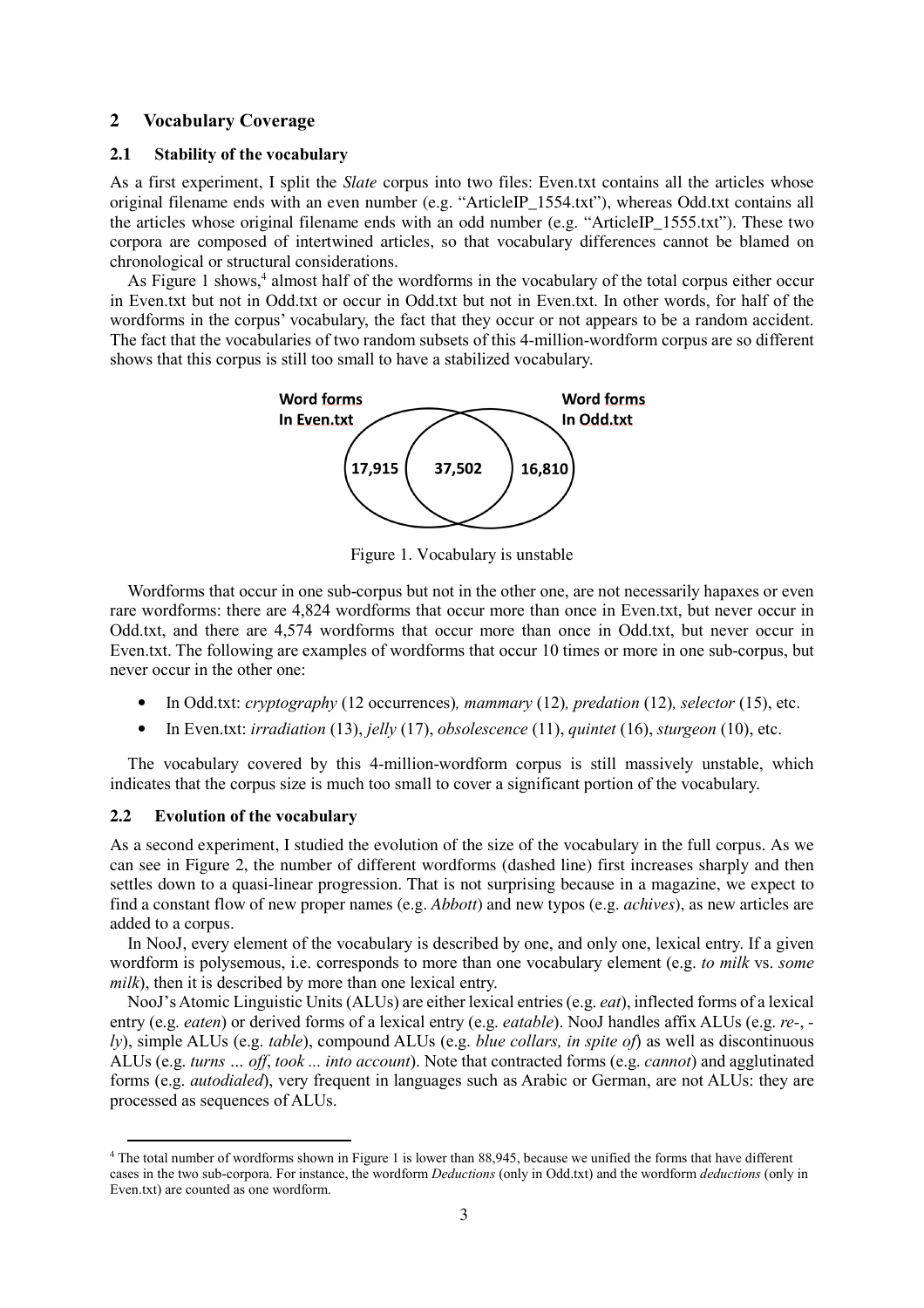## 2 Vocabulary Coverage

### 2.1 Stability of the vocabulary

As a first experiment, I split the *Slate* corpus into two files: Even.txt contains all the articles whose original filename ends with an even number (e.g. "ArticleIP_1554.txt"), whereas Odd.txt contains all the articles whose original filename ends with an odd number (e.g. "ArticleIP_1555.txt"). These two corpora are composed of intertwined articles, so that vocabulary differences cannot be blamed on chronological or structural considerations.

As Figure 1 shows,[4] almost half of the wordforms in the vocabulary of the total corpus either occur in Even.txt but not in Odd.txt or occur in Odd.txt but not in Even.txt. In other words, for half of the wordforms in the corpus' vocabulary, the fact that they occur or not appears to be a random accident. The fact that the vocabularies of two random subsets of this 4-million-wordform corpus are so different shows that this corpus is still too small to have a stabilized vocabulary.

Word forms In Even.txt | Word forms In Odd.txt

17,915 | 37,502 | 16,810

Figure 1. Vocabulary is unstable

Wordforms that occur in one sub-corpus but not in the other one, are not necessarily hapaxes or even rare wordforms: there are 4,824 wordforms that occur more than once in Even.txt, but never occur in Odd.txt, and there are 4,574 wordforms that occur more than once in Odd.txt, but never occur in Even.txt. The following are examples of wordforms that occur 10 times or more in one sub-corpus, but never occur in the other one:

- In Odd.txt: *cryptography* (12 occurrences), *mammary* (12), *predation* (12), *selector* (15), etc.
- In Even.txt: *irradiation* (13), *jelly* (17), *obsolescence* (11), *quintet* (16), *sturgeon* (10), etc.

The vocabulary covered by this 4-million-wordform corpus is still massively unstable, which indicates that the corpus size is much too small to cover a significant portion of the vocabulary.

### 2.2 Evolution of the vocabulary

As a second experiment, I studied the evolution of the size of the vocabulary in the full corpus. As we can see in Figure 2, the number of different wordforms (dashed line) first increases sharply and then settles down to a quasi-linear progression. That is not surprising because in a magazine, we expect to find a constant flow of new proper names (e.g. *Abbott*) and new typos (e.g. *achives*), as new articles are added to a corpus.

In NooJ, every element of the vocabulary is described by one, and only one, lexical entry. If a given wordform is polysemous, i.e. corresponds to more than one vocabulary element (e.g. *to milk* vs. *some milk*), then it is described by more than one lexical entry.

NooJ's Atomic Linguistic Units (ALUs) are either lexical entries (e.g. *eat*), inflected forms of a lexical entry (e.g. *eaten*) or derived forms of a lexical entry (e.g. *eatable*). NooJ handles affix ALUs (e.g. *re-*, *-ly*), simple ALUs (e.g. *table*), compound ALUs (e.g. *blue collars, in spite of*) as well as discontinuous ALUs (e.g. *turns … off*, *took ... into account*). Note that contracted forms (e.g. *cannot*) and agglutinated forms (e.g. *autodialed*), very frequent in languages such as Arabic or German, are not ALUs: they are processed as sequences of ALUs.

[4] The total number of wordforms shown in Figure 1 is lower than 88,945, because we unified the forms that have different cases in the two sub-corpora. For instance, the wordform *Deductions* (only in Odd.txt) and the wordform *deductions* (only in Even.txt) are counted as one wordform.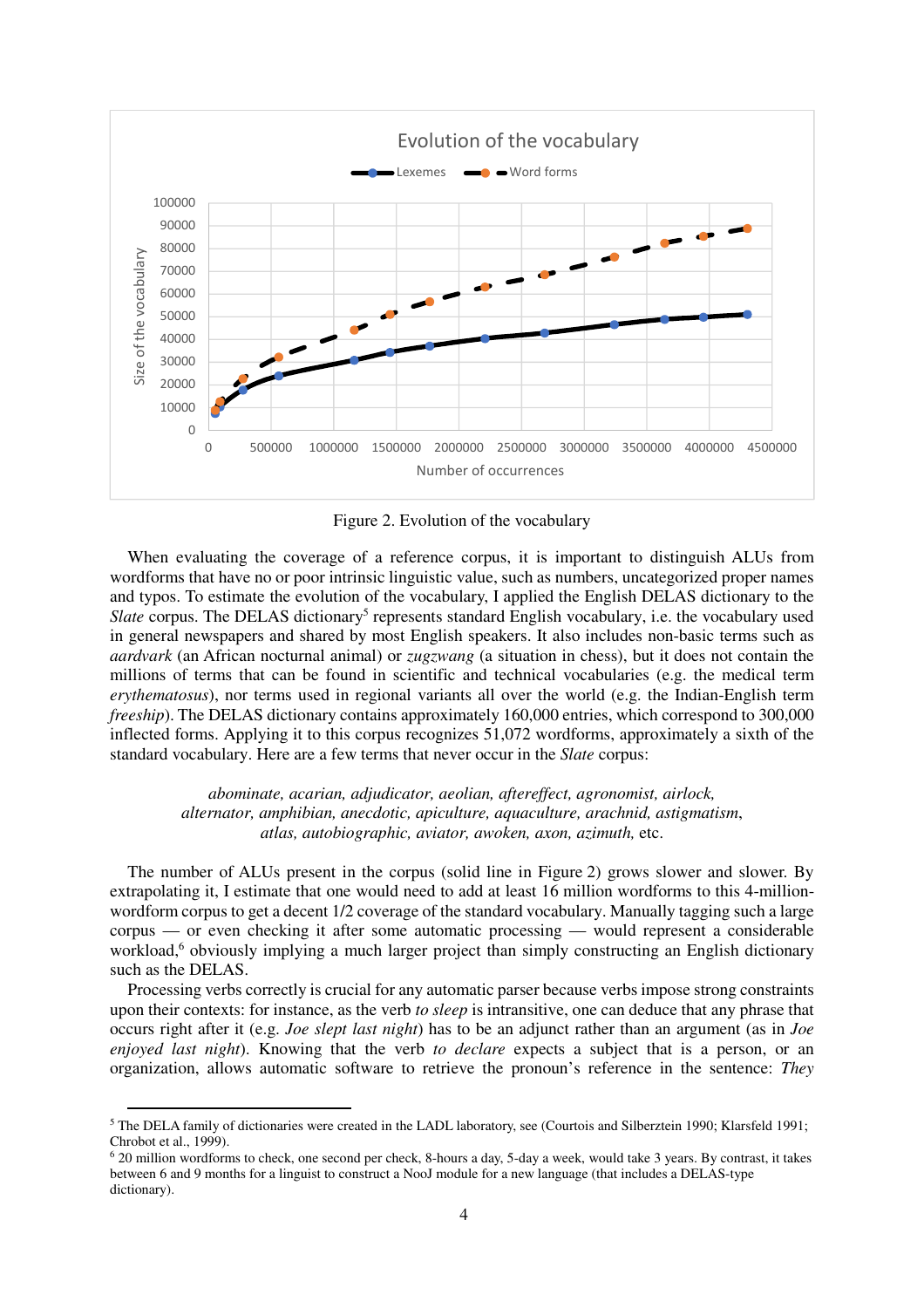Figure 2. Evolution of the vocabulary

When evaluating the coverage of a reference corpus, it is important to distinguish ALUs from wordforms that have no or poor intrinsic linguistic value, such as numbers, uncategorized proper names and typos. To estimate the evolution of the vocabulary, I applied the English DELAS dictionary to the *Slate* corpus. The DELAS dictionary[5] represents standard English vocabulary, i.e. the vocabulary used in general newspapers and shared by most English speakers. It also includes non-basic terms such as *aardvark* (an African nocturnal animal) or *zugzwang* (a situation in chess), but it does not contain the millions of terms that can be found in scientific and technical vocabularies (e.g. the medical term *erythematosus*), nor terms used in regional variants all over the world (e.g. the Indian-English term *freeship*). The DELAS dictionary contains approximately 160,000 entries, which correspond to 300,000 inflected forms. Applying it to this corpus recognizes 51,072 wordforms, approximately a sixth of the standard vocabulary. Here are a few terms that never occur in the *Slate* corpus:

*abominate, acarian, adjudicator, aeolian, aftereffect, agronomist, airlock, alternator, amphibian, anecdotic, apiculture, aquaculture, arachnid, astigmatism, atlas, autobiographic, aviator, awoken, axon, azimuth,* etc.

The number of ALUs present in the corpus (solid line in Figure 2) grows slower and slower. By extrapolating it, I estimate that one would need to add at least 16 million wordforms to this 4-million-wordform corpus to get a decent 1/2 coverage of the standard vocabulary. Manually tagging such a large corpus — or even checking it after some automatic processing — would represent a considerable workload,[6] obviously implying a much larger project than simply constructing an English dictionary such as the DELAS.

Processing verbs correctly is crucial for any automatic parser because verbs impose strong constraints upon their contexts: for instance, as the verb *to sleep* is intransitive, one can deduce that any phrase that occurs right after it (e.g. *Joe slept last night*) has to be an adjunct rather than an argument (as in *Joe enjoyed last night*). Knowing that the verb *to declare* expects a subject that is a person, or an organization, allows automatic software to retrieve the pronoun's reference in the sentence: *They*

[5] The DELA family of dictionaries were created in the LADL laboratory, see (Courtois and Silberztein 1990; Klarsfeld 1991; Chrobot et al., 1999).

[6] 20 million wordforms to check, one second per check, 8-hours a day, 5-day a week, would take 3 years. By contrast, it takes between 6 and 9 months for a linguist to construct a NooJ module for a new language (that includes a DELAS-type dictionary).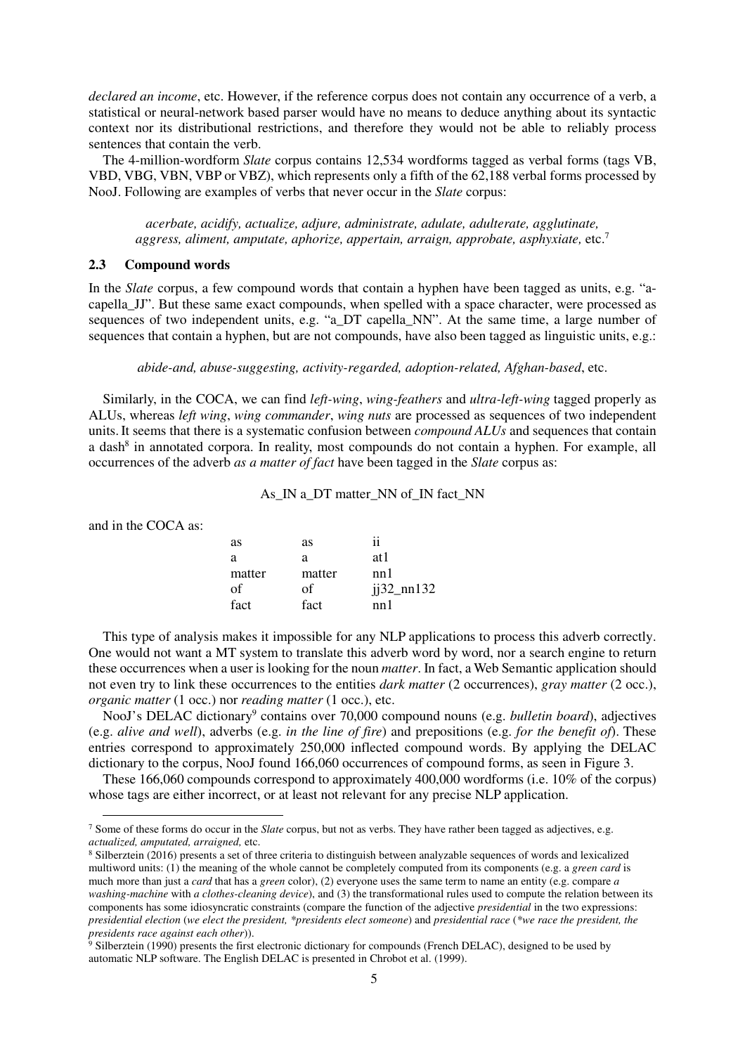*declared an income*, etc. However, if the reference corpus does not contain any occurrence of a verb, a statistical or neural-network based parser would have no means to deduce anything about its syntactic context nor its distributional restrictions, and therefore they would not be able to reliably process sentences that contain the verb.

The 4-million-wordform *Slate* corpus contains 12,534 wordforms tagged as verbal forms (tags VB, VBD, VBG, VBN, VBP or VBZ), which represents only a fifth of the 62,188 verbal forms processed by NooJ. Following are examples of verbs that never occur in the *Slate* corpus:

> *acerbate, acidify, actualize, adjure, administrate, adulate, adulterate, agglutinate, aggress, aliment, amputate, aphorize, appertain, arraign, approbate, asphyxiate,* etc.[7]

### 2.3 Compound words

In the *Slate* corpus, a few compound words that contain a hyphen have been tagged as units, e.g. "a-capella_JJ". But these same exact compounds, when spelled with a space character, were processed as sequences of two independent units, e.g. "a_DT capella_NN". At the same time, a large number of sequences that contain a hyphen, but are not compounds, have also been tagged as linguistic units, e.g.:

> *abide-and, abuse-suggesting, activity-regarded, adoption-related, Afghan-based*, etc.

Similarly, in the COCA, we can find *left-wing*, *wing-feathers* and *ultra-left-wing* tagged properly as ALUs, whereas *left wing*, *wing commander*, *wing nuts* are processed as sequences of two independent units. It seems that there is a systematic confusion between *compound ALUs* and sequences that contain a dash[8] in annotated corpora. In reality, most compounds do not contain a hyphen. For example, all occurrences of the adverb *as a matter of fact* have been tagged in the *Slate* corpus as:

As_IN a_DT matter_NN of_IN fact_NN

and in the COCA as:

| | | |
|---|---|---|
| as | as | ii |
| a | a | at1 |
| matter | matter | nn1 |
| of | of | jj32_nn132 |
| fact | fact | nn1 |

This type of analysis makes it impossible for any NLP applications to process this adverb correctly. One would not want a MT system to translate this adverb word by word, nor a search engine to return these occurrences when a user is looking for the noun *matter*. In fact, a Web Semantic application should not even try to link these occurrences to the entities *dark matter* (2 occurrences), *gray matter* (2 occ.), *organic matter* (1 occ.) nor *reading matter* (1 occ.), etc.

NooJ's DELAC dictionary[9] contains over 70,000 compound nouns (e.g. *bulletin board*), adjectives (e.g. *alive and well*), adverbs (e.g. *in the line of fire*) and prepositions (e.g. *for the benefit of*). These entries correspond to approximately 250,000 inflected compound words. By applying the DELAC dictionary to the corpus, NooJ found 166,060 occurrences of compound forms, as seen in Figure 3.

These 166,060 compounds correspond to approximately 400,000 wordforms (i.e. 10% of the corpus) whose tags are either incorrect, or at least not relevant for any precise NLP application.

---

[7] Some of these forms do occur in the *Slate* corpus, but not as verbs. They have rather been tagged as adjectives, e.g. *actualized, amputated, arraigned,* etc.

[8] Silberztein (2016) presents a set of three criteria to distinguish between analyzable sequences of words and lexicalized multiword units: (1) the meaning of the whole cannot be completely computed from its components (e.g. a *green card* is much more than just a *card* that has a *green* color), (2) everyone uses the same term to name an entity (e.g. compare *a washing-machine* with *a clothes-cleaning device*), and (3) the transformational rules used to compute the relation between its components has some idiosyncratic constraints (compare the function of the adjective *presidential* in the two expressions: *presidential election* (*we elect the president, \*presidents elect someone*) and *presidential race* (*\*we race the president, the presidents race against each other*)).

[9] Silberztein (1990) presents the first electronic dictionary for compounds (French DELAC), designed to be used by automatic NLP software. The English DELAC is presented in Chrobot et al. (1999).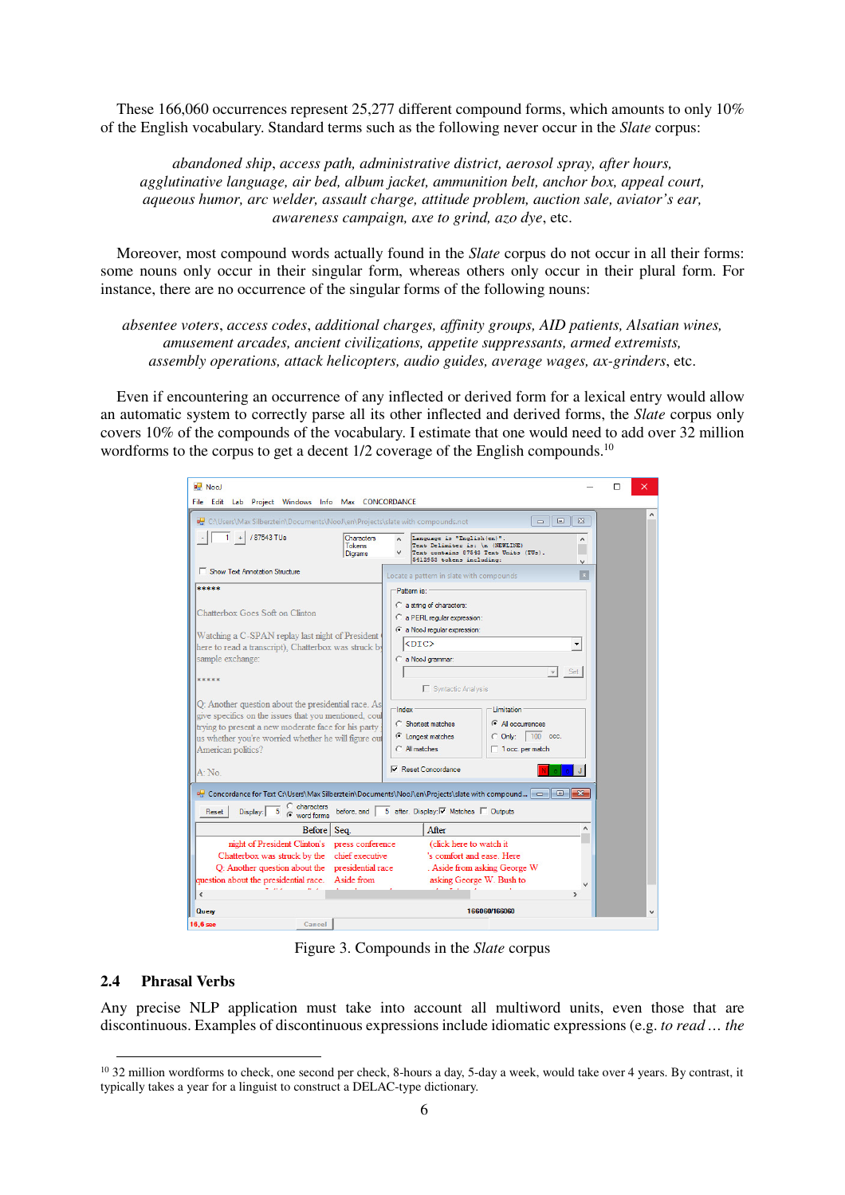These 166,060 occurrences represent 25,277 different compound forms, which amounts to only 10% of the English vocabulary. Standard terms such as the following never occur in the *Slate* corpus:

*abandoned ship*, *access path*, *administrative district*, *aerosol spray*, *after hours*, *agglutinative language*, *air bed*, *album jacket*, *ammunition belt*, *anchor box*, *appeal court*, *aqueous humor*, *arc welder*, *assault charge*, *attitude problem*, *auction sale*, *aviator's ear*, *awareness campaign*, *axe to grind*, *azo dye*, etc.

Moreover, most compound words actually found in the *Slate* corpus do not occur in all their forms: some nouns only occur in their singular form, whereas others only occur in their plural form. For instance, there are no occurrence of the singular forms of the following nouns:

*absentee voters*, *access codes*, *additional charges*, *affinity groups*, *AID patients*, *Alsatian wines*, *amusement arcades*, *ancient civilizations*, *appetite suppressants*, *armed extremists*, *assembly operations*, *attack helicopters*, *audio guides*, *average wages*, *ax-grinders*, etc.

Even if encountering an occurrence of any inflected or derived form for a lexical entry would allow an automatic system to correctly parse all its other inflected and derived forms, the *Slate* corpus only covers 10% of the compounds of the vocabulary. I estimate that one would need to add over 32 million wordforms to the corpus to get a decent 1/2 coverage of the English compounds.[10]

Figure 3. Compounds in the *Slate* corpus

## 2.4 Phrasal Verbs

Any precise NLP application must take into account all multiword units, even those that are discontinuous. Examples of discontinuous expressions include idiomatic expressions (e.g. *to read … the*

[10] 32 million wordforms to check, one second per check, 8-hours a day, 5-day a week, would take over 4 years. By contrast, it typically takes a year for a linguist to construct a DELAC-type dictionary.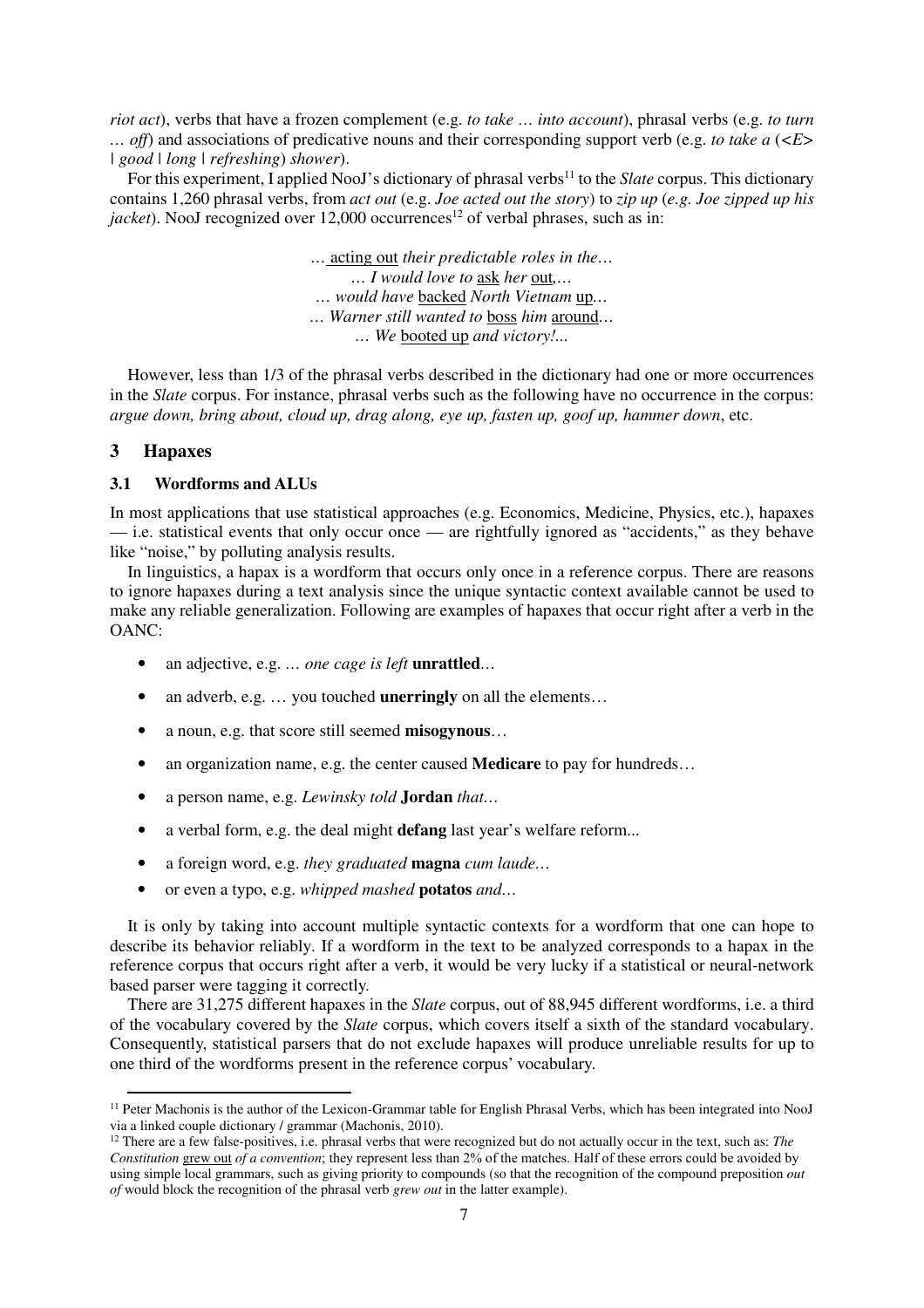*riot act*), verbs that have a frozen complement (e.g. *to take … into account*), phrasal verbs (e.g. *to turn … off*) and associations of predicative nouns and their corresponding support verb (e.g. *to take a* (*<E>* | *good* | *long* | *refreshing*) *shower*).

For this experiment, I applied NooJ's dictionary of phrasal verbs[11] to the *Slate* corpus. This dictionary contains 1,260 phrasal verbs, from *act out* (e.g. *Joe acted out the story*) to *zip up* (*e.g. Joe zipped up his jacket*). NooJ recognized over 12,000 occurrences[12] of verbal phrases, such as in:

… acting out *their predictable roles in the…*
… *I would love to* ask *her* out,…
… *would have* backed *North Vietnam* up…
… *Warner still wanted to* boss *him* around…
… *We* booted up *and victory!...*

However, less than 1/3 of the phrasal verbs described in the dictionary had one or more occurrences in the *Slate* corpus. For instance, phrasal verbs such as the following have no occurrence in the corpus: *argue down, bring about, cloud up, drag along, eye up, fasten up, goof up, hammer down*, etc.

## 3 Hapaxes

### 3.1 Wordforms and ALUs

In most applications that use statistical approaches (e.g. Economics, Medicine, Physics, etc.), hapaxes — i.e. statistical events that only occur once — are rightfully ignored as "accidents," as they behave like "noise," by polluting analysis results.

In linguistics, a hapax is a wordform that occurs only once in a reference corpus. There are reasons to ignore hapaxes during a text analysis since the unique syntactic context available cannot be used to make any reliable generalization. Following are examples of hapaxes that occur right after a verb in the OANC:

- an adjective, e.g. … *one cage is left* **unrattled**…
- an adverb, e.g. … you touched **unerringly** on all the elements…
- a noun, e.g. that score still seemed **misogynous**…
- an organization name, e.g. the center caused **Medicare** to pay for hundreds…
- a person name, e.g. *Lewinsky told* **Jordan** *that…*
- a verbal form, e.g. the deal might **defang** last year's welfare reform...
- a foreign word, e.g. *they graduated* **magna** *cum laude…*
- or even a typo, e.g. *whipped mashed* **potatos** *and…*

It is only by taking into account multiple syntactic contexts for a wordform that one can hope to describe its behavior reliably. If a wordform in the text to be analyzed corresponds to a hapax in the reference corpus that occurs right after a verb, it would be very lucky if a statistical or neural-network based parser were tagging it correctly.

There are 31,275 different hapaxes in the *Slate* corpus, out of 88,945 different wordforms, i.e. a third of the vocabulary covered by the *Slate* corpus, which covers itself a sixth of the standard vocabulary. Consequently, statistical parsers that do not exclude hapaxes will produce unreliable results for up to one third of the wordforms present in the reference corpus' vocabulary.

---

[11] Peter Machonis is the author of the Lexicon-Grammar table for English Phrasal Verbs, which has been integrated into NooJ via a linked couple dictionary / grammar (Machonis, 2010).

[12] There are a few false-positives, i.e. phrasal verbs that were recognized but do not actually occur in the text, such as: *The Constitution* grew out *of a convention*; they represent less than 2% of the matches. Half of these errors could be avoided by using simple local grammars, such as giving priority to compounds (so that the recognition of the compound preposition *out of* would block the recognition of the phrasal verb *grew out* in the latter example).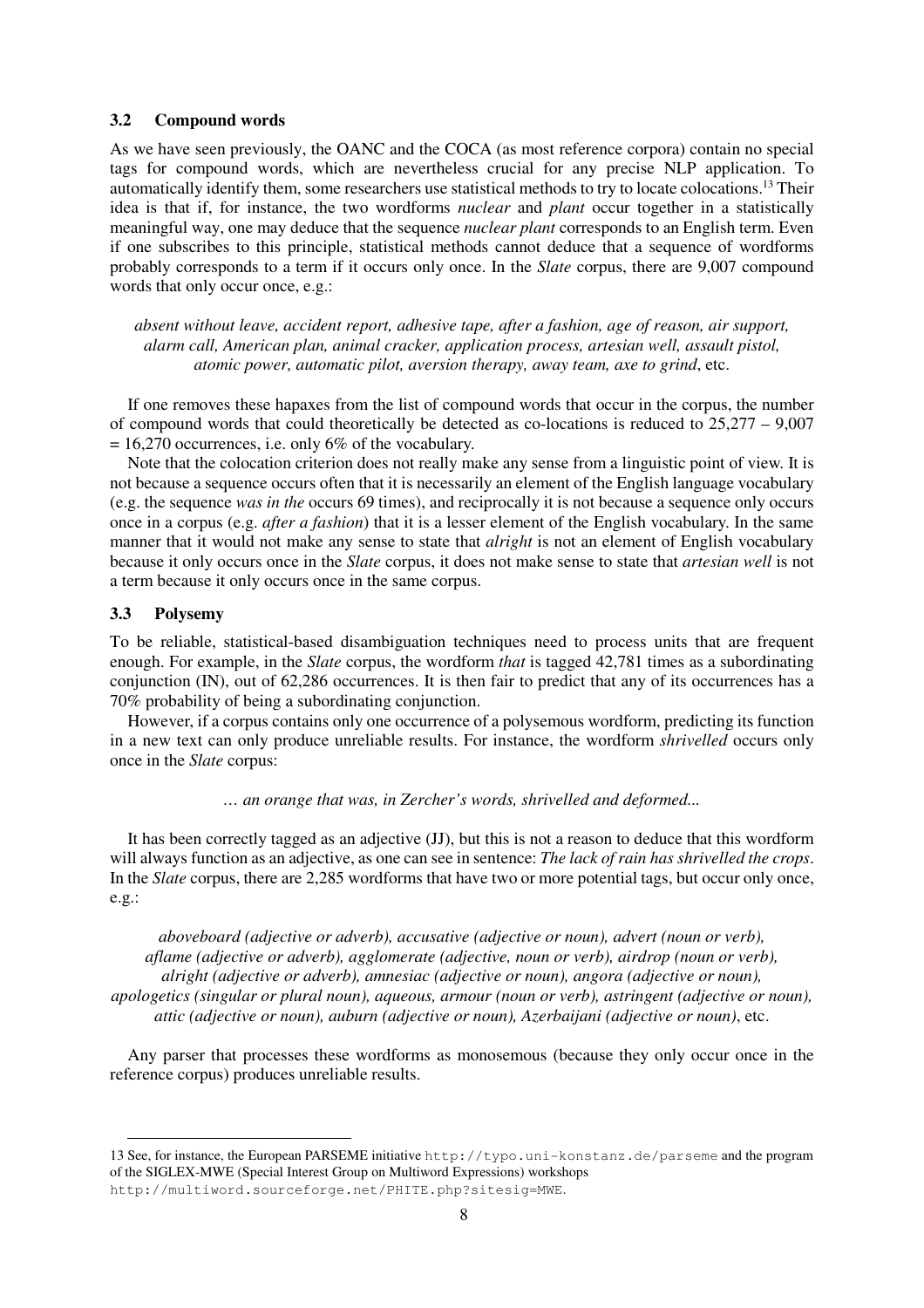### 3.2 Compound words

As we have seen previously, the OANC and the COCA (as most reference corpora) contain no special tags for compound words, which are nevertheless crucial for any precise NLP application. To automatically identify them, some researchers use statistical methods to try to locate colocations.[13] Their idea is that if, for instance, the two wordforms *nuclear* and *plant* occur together in a statistically meaningful way, one may deduce that the sequence *nuclear plant* corresponds to an English term. Even if one subscribes to this principle, statistical methods cannot deduce that a sequence of wordforms probably corresponds to a term if it occurs only once. In the *Slate* corpus, there are 9,007 compound words that only occur once, e.g.:

> *absent without leave, accident report, adhesive tape, after a fashion, age of reason, air support, alarm call, American plan, animal cracker, application process, artesian well, assault pistol, atomic power, automatic pilot, aversion therapy, away team, axe to grind*, etc.

If one removes these hapaxes from the list of compound words that occur in the corpus, the number of compound words that could theoretically be detected as co-locations is reduced to 25,277 – 9,007 = 16,270 occurrences, i.e. only 6% of the vocabulary.

Note that the colocation criterion does not really make any sense from a linguistic point of view. It is not because a sequence occurs often that it is necessarily an element of the English language vocabulary (e.g. the sequence *was in the* occurs 69 times), and reciprocally it is not because a sequence only occurs once in a corpus (e.g. *after a fashion*) that it is a lesser element of the English vocabulary. In the same manner that it would not make any sense to state that *alright* is not an element of English vocabulary because it only occurs once in the *Slate* corpus, it does not make sense to state that *artesian well* is not a term because it only occurs once in the same corpus.

### 3.3 Polysemy

To be reliable, statistical-based disambiguation techniques need to process units that are frequent enough. For example, in the *Slate* corpus, the wordform *that* is tagged 42,781 times as a subordinating conjunction (IN), out of 62,286 occurrences. It is then fair to predict that any of its occurrences has a 70% probability of being a subordinating conjunction.

However, if a corpus contains only one occurrence of a polysemous wordform, predicting its function in a new text can only produce unreliable results. For instance, the wordform *shrivelled* occurs only once in the *Slate* corpus:

> *… an orange that was, in Zercher's words, shrivelled and deformed...*

It has been correctly tagged as an adjective (JJ), but this is not a reason to deduce that this wordform will always function as an adjective, as one can see in sentence: *The lack of rain has shrivelled the crops*. In the *Slate* corpus, there are 2,285 wordforms that have two or more potential tags, but occur only once, e.g.:

> *aboveboard (adjective or adverb), accusative (adjective or noun), advert (noun or verb), aflame (adjective or adverb), agglomerate (adjective, noun or verb), airdrop (noun or verb), alright (adjective or adverb), amnesiac (adjective or noun), angora (adjective or noun), apologetics (singular or plural noun), aqueous, armour (noun or verb), astringent (adjective or noun), attic (adjective or noun), auburn (adjective or noun), Azerbaijani (adjective or noun)*, etc.

Any parser that processes these wordforms as monosemous (because they only occur once in the reference corpus) produces unreliable results.

---

13 See, for instance, the European PARSEME initiative `http://typo.uni-konstanz.de/parseme` and the program of the SIGLEX-MWE (Special Interest Group on Multiword Expressions) workshops `http://multiword.sourceforge.net/PHITE.php?sitesig=MWE`.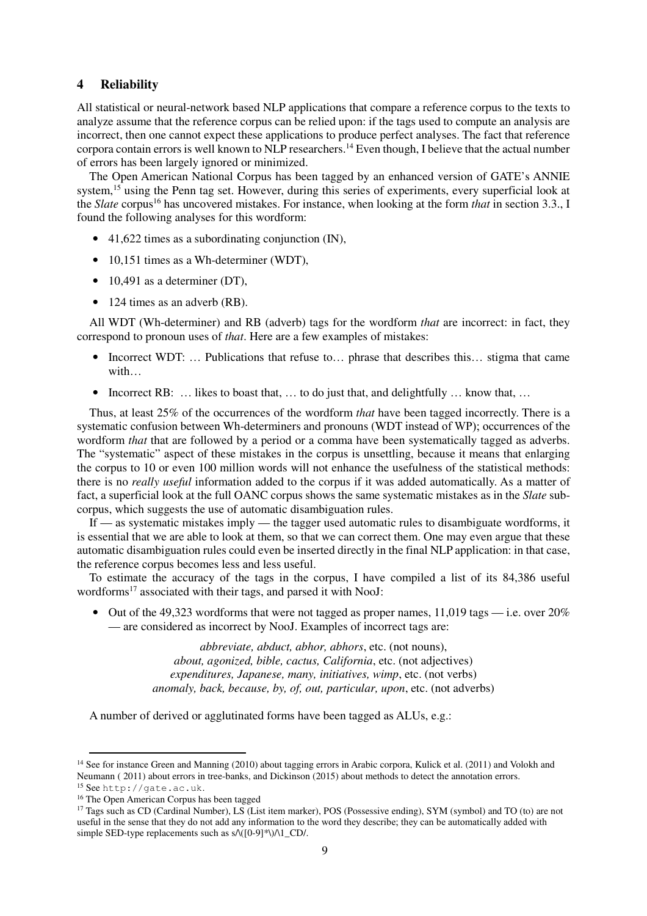## 4 Reliability

All statistical or neural-network based NLP applications that compare a reference corpus to the texts to analyze assume that the reference corpus can be relied upon: if the tags used to compute an analysis are incorrect, then one cannot expect these applications to produce perfect analyses. The fact that reference corpora contain errors is well known to NLP researchers.[14] Even though, I believe that the actual number of errors has been largely ignored or minimized.

The Open American National Corpus has been tagged by an enhanced version of GATE's ANNIE system,[15] using the Penn tag set. However, during this series of experiments, every superficial look at the *Slate* corpus[16] has uncovered mistakes. For instance, when looking at the form *that* in section 3.3., I found the following analyses for this wordform:

- 41,622 times as a subordinating conjunction (IN),
- 10,151 times as a Wh-determiner (WDT),
- 10,491 as a determiner (DT),
- 124 times as an adverb (RB).

All WDT (Wh-determiner) and RB (adverb) tags for the wordform *that* are incorrect: in fact, they correspond to pronoun uses of *that*. Here are a few examples of mistakes:

- Incorrect WDT: … Publications that refuse to… phrase that describes this… stigma that came with…
- Incorrect RB: … likes to boast that, … to do just that, and delightfully … know that, …

Thus, at least 25% of the occurrences of the wordform *that* have been tagged incorrectly. There is a systematic confusion between Wh-determiners and pronouns (WDT instead of WP); occurrences of the wordform *that* that are followed by a period or a comma have been systematically tagged as adverbs. The "systematic" aspect of these mistakes in the corpus is unsettling, because it means that enlarging the corpus to 10 or even 100 million words will not enhance the usefulness of the statistical methods: there is no *really useful* information added to the corpus if it was added automatically. As a matter of fact, a superficial look at the full OANC corpus shows the same systematic mistakes as in the *Slate* sub-corpus, which suggests the use of automatic disambiguation rules.

If — as systematic mistakes imply — the tagger used automatic rules to disambiguate wordforms, it is essential that we are able to look at them, so that we can correct them. One may even argue that these automatic disambiguation rules could even be inserted directly in the final NLP application: in that case, the reference corpus becomes less and less useful.

To estimate the accuracy of the tags in the corpus, I have compiled a list of its 84,386 useful wordforms[17] associated with their tags, and parsed it with NooJ:

- Out of the 49,323 wordforms that were not tagged as proper names, 11,019 tags — i.e. over 20% — are considered as incorrect by NooJ. Examples of incorrect tags are:

*abbreviate, abduct, abhor, abhors*, etc. (not nouns),
*about, agonized, bible, cactus, California*, etc. (not adjectives)
*expenditures, Japanese, many, initiatives, wimp*, etc. (not verbs)
*anomaly, back, because, by, of, out, particular, upon*, etc. (not adverbs)

A number of derived or agglutinated forms have been tagged as ALUs, e.g.:

---

[14] See for instance Green and Manning (2010) about tagging errors in Arabic corpora, Kulick et al. (2011) and Volokh and Neumann ( 2011) about errors in tree-banks, and Dickinson (2015) about methods to detect the annotation errors.

[15] See `http://gate.ac.uk`.

[16] The Open American Corpus has been tagged

[17] Tags such as CD (Cardinal Number), LS (List item marker), POS (Possessive ending), SYM (symbol) and TO (to) are not useful in the sense that they do not add any information to the word they describe; they can be automatically added with simple SED-type replacements such as s/\([0-9]*\)/\1_CD/.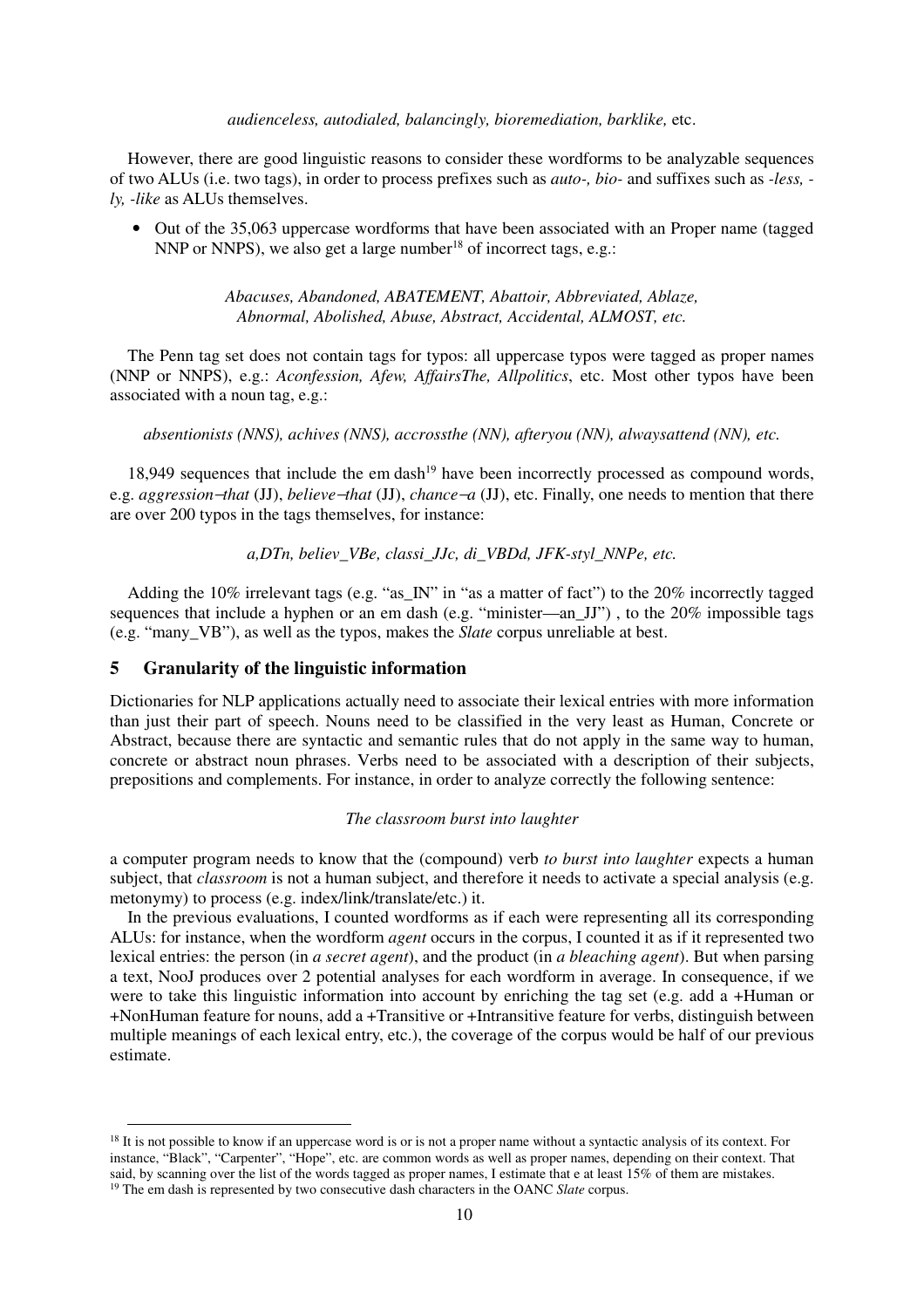*audienceless, autodialed, balancingly, bioremediation, barklike,* etc.

However, there are good linguistic reasons to consider these wordforms to be analyzable sequences of two ALUs (i.e. two tags), in order to process prefixes such as *auto-, bio-* and suffixes such as *-less, -ly, -like* as ALUs themselves.

- Out of the 35,063 uppercase wordforms that have been associated with an Proper name (tagged NNP or NNPS), we also get a large number[18] of incorrect tags, e.g.:

*Abacuses, Abandoned, ABATEMENT, Abattoir, Abbreviated, Ablaze, Abnormal, Abolished, Abuse, Abstract, Accidental, ALMOST, etc.*

The Penn tag set does not contain tags for typos: all uppercase typos were tagged as proper names (NNP or NNPS), e.g.: *Aconfession, Afew, AffairsThe, Allpolitics*, etc. Most other typos have been associated with a noun tag, e.g.:

*absentionists (NNS), achives (NNS), accrossthe (NN), afteryou (NN), alwaysattend (NN), etc.*

18,949 sequences that include the em dash[19] have been incorrectly processed as compound words, e.g. *aggression–that* (JJ), *believe–that* (JJ), *chance–a* (JJ), etc. Finally, one needs to mention that there are over 200 typos in the tags themselves, for instance:

*a,DTn, believ_VBe, classi_JJc, di_VBDd, JFK-styl_NNPe, etc.*

Adding the 10% irrelevant tags (e.g. "as_IN" in "as a matter of fact") to the 20% incorrectly tagged sequences that include a hyphen or an em dash (e.g. "minister—an_JJ") , to the 20% impossible tags (e.g. "many_VB"), as well as the typos, makes the *Slate* corpus unreliable at best.

## 5 Granularity of the linguistic information

Dictionaries for NLP applications actually need to associate their lexical entries with more information than just their part of speech. Nouns need to be classified in the very least as Human, Concrete or Abstract, because there are syntactic and semantic rules that do not apply in the same way to human, concrete or abstract noun phrases. Verbs need to be associated with a description of their subjects, prepositions and complements. For instance, in order to analyze correctly the following sentence:

*The classroom burst into laughter*

a computer program needs to know that the (compound) verb *to burst into laughter* expects a human subject, that *classroom* is not a human subject, and therefore it needs to activate a special analysis (e.g. metonymy) to process (e.g. index/link/translate/etc.) it.

In the previous evaluations, I counted wordforms as if each were representing all its corresponding ALUs: for instance, when the wordform *agent* occurs in the corpus, I counted it as if it represented two lexical entries: the person (in *a secret agent*), and the product (in *a bleaching agent*). But when parsing a text, NooJ produces over 2 potential analyses for each wordform in average. In consequence, if we were to take this linguistic information into account by enriching the tag set (e.g. add a +Human or +NonHuman feature for nouns, add a +Transitive or +Intransitive feature for verbs, distinguish between multiple meanings of each lexical entry, etc.), the coverage of the corpus would be half of our previous estimate.

---

[18] It is not possible to know if an uppercase word is or is not a proper name without a syntactic analysis of its context. For instance, "Black", "Carpenter", "Hope", etc. are common words as well as proper names, depending on their context. That said, by scanning over the list of the words tagged as proper names, I estimate that e at least 15% of them are mistakes.

[19] The em dash is represented by two consecutive dash characters in the OANC *Slate* corpus.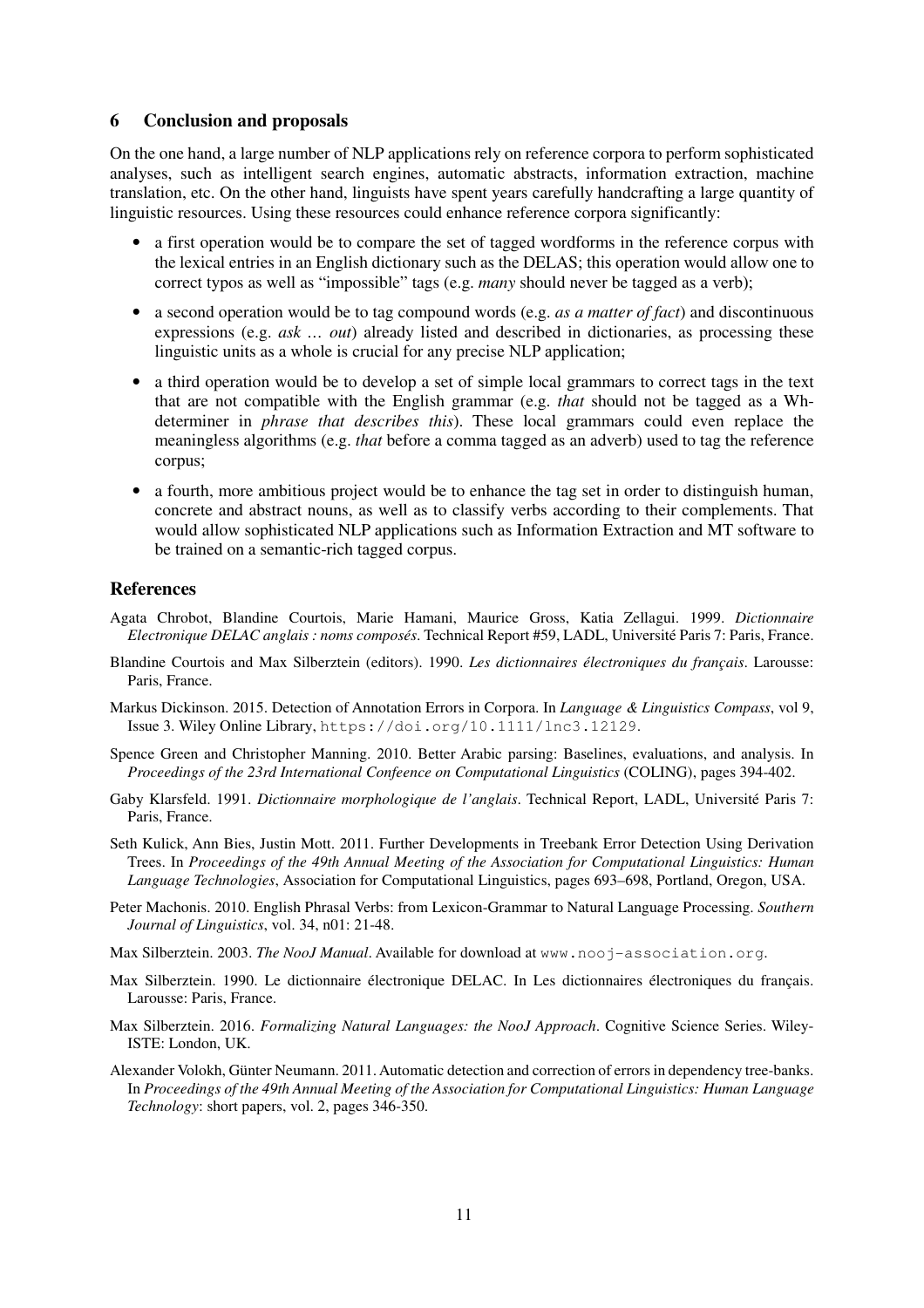## 6 Conclusion and proposals

On the one hand, a large number of NLP applications rely on reference corpora to perform sophisticated analyses, such as intelligent search engines, automatic abstracts, information extraction, machine translation, etc. On the other hand, linguists have spent years carefully handcrafting a large quantity of linguistic resources. Using these resources could enhance reference corpora significantly:

- a first operation would be to compare the set of tagged wordforms in the reference corpus with the lexical entries in an English dictionary such as the DELAS; this operation would allow one to correct typos as well as “impossible” tags (e.g. *many* should never be tagged as a verb);
- a second operation would be to tag compound words (e.g. *as a matter of fact*) and discontinuous expressions (e.g. *ask … out*) already listed and described in dictionaries, as processing these linguistic units as a whole is crucial for any precise NLP application;
- a third operation would be to develop a set of simple local grammars to correct tags in the text that are not compatible with the English grammar (e.g. *that* should not be tagged as a Wh-determiner in *phrase that describes this*). These local grammars could even replace the meaningless algorithms (e.g. *that* before a comma tagged as an adverb) used to tag the reference corpus;
- a fourth, more ambitious project would be to enhance the tag set in order to distinguish human, concrete and abstract nouns, as well as to classify verbs according to their complements. That would allow sophisticated NLP applications such as Information Extraction and MT software to be trained on a semantic-rich tagged corpus.

## References

Agata Chrobot, Blandine Courtois, Marie Hamani, Maurice Gross, Katia Zellagui. 1999. *Dictionnaire Electronique DELAC anglais : noms composés*. Technical Report #59, LADL, Université Paris 7: Paris, France.

Blandine Courtois and Max Silberztein (editors). 1990. *Les dictionnaires électroniques du français*. Larousse: Paris, France.

Markus Dickinson. 2015. Detection of Annotation Errors in Corpora. In *Language & Linguistics Compass*, vol 9, Issue 3. Wiley Online Library, https://doi.org/10.1111/lnc3.12129.

Spence Green and Christopher Manning. 2010. Better Arabic parsing: Baselines, evaluations, and analysis. In *Proceedings of the 23rd International Confeence on Computational Linguistics* (COLING), pages 394-402.

Gaby Klarsfeld. 1991. *Dictionnaire morphologique de l’anglais*. Technical Report, LADL, Université Paris 7: Paris, France.

Seth Kulick, Ann Bies, Justin Mott. 2011. Further Developments in Treebank Error Detection Using Derivation Trees. In *Proceedings of the 49th Annual Meeting of the Association for Computational Linguistics: Human Language Technologies*, Association for Computational Linguistics, pages 693–698, Portland, Oregon, USA.

Peter Machonis. 2010. English Phrasal Verbs: from Lexicon-Grammar to Natural Language Processing. *Southern Journal of Linguistics*, vol. 34, n01: 21-48.

Max Silberztein. 2003. *The NooJ Manual*. Available for download at www.nooj-association.org.

Max Silberztein. 1990. Le dictionnaire électronique DELAC. In Les dictionnaires électroniques du français. Larousse: Paris, France.

Max Silberztein. 2016. *Formalizing Natural Languages: the NooJ Approach*. Cognitive Science Series. Wiley-ISTE: London, UK.

Alexander Volokh, Günter Neumann. 2011. Automatic detection and correction of errors in dependency tree-banks. In *Proceedings of the 49th Annual Meeting of the Association for Computational Linguistics: Human Language Technology*: short papers, vol. 2, pages 346-350.